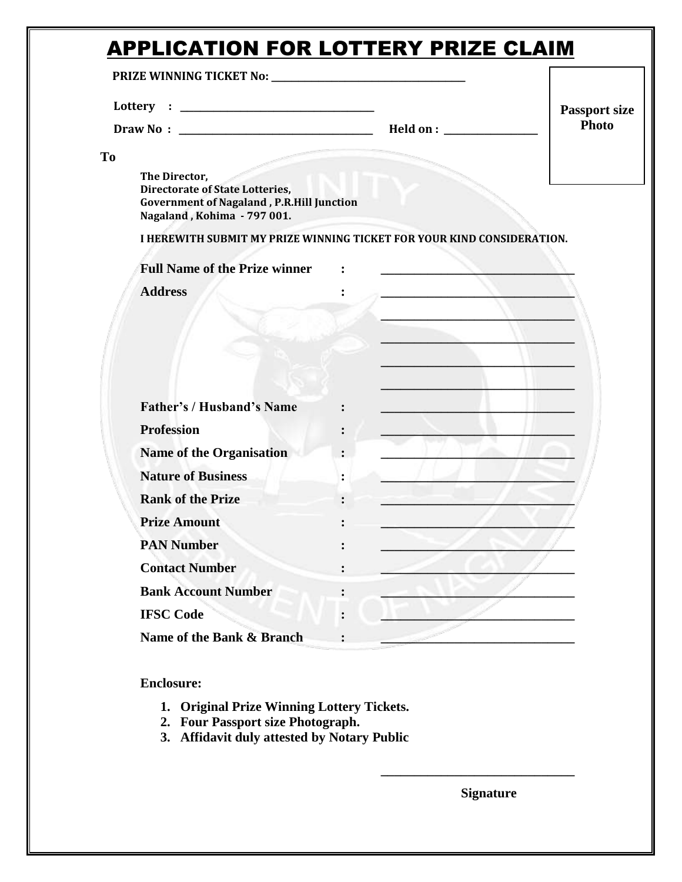# APPLICATION FOR LOTTERY PRIZE CLAIM

**PRIZE WINNING TICKET No:** ____________________________

**Lottery :** ____________________________

**Draw No :** ____________________________ **Held on :** ______________

Passport size Photo

**To**

**The Director,**
**Directorate of State Lotteries,**
**Government of Nagaland , P.R.Hill Junction**
**Nagaland , Kohima - 797 001.**

**I HEREWITH SUBMIT MY PRIZE WINNING TICKET FOR YOUR KIND CONSIDERATION.**

**Full Name of the Prize winner** : ____________________________

**Address** : ____________________________

____________________________

____________________________

____________________________

____________________________

**Father's / Husband's Name** : ____________________________

**Profession** : ____________________________

**Name of the Organisation** : ____________________________

**Nature of Business** : ____________________________

**Rank of the Prize** : ____________________________

**Prize Amount** : ____________________________

**PAN Number** : ____________________________

**Contact Number** : ____________________________

**Bank Account Number** : ____________________________

**IFSC Code** : ____________________________

**Name of the Bank & Branch** : ____________________________

**Enclosure:**

1. **Original Prize Winning Lottery Tickets.**
2. **Four Passport size Photograph.**
3. **Affidavit duly attested by Notary Public**

____________________________

**Signature**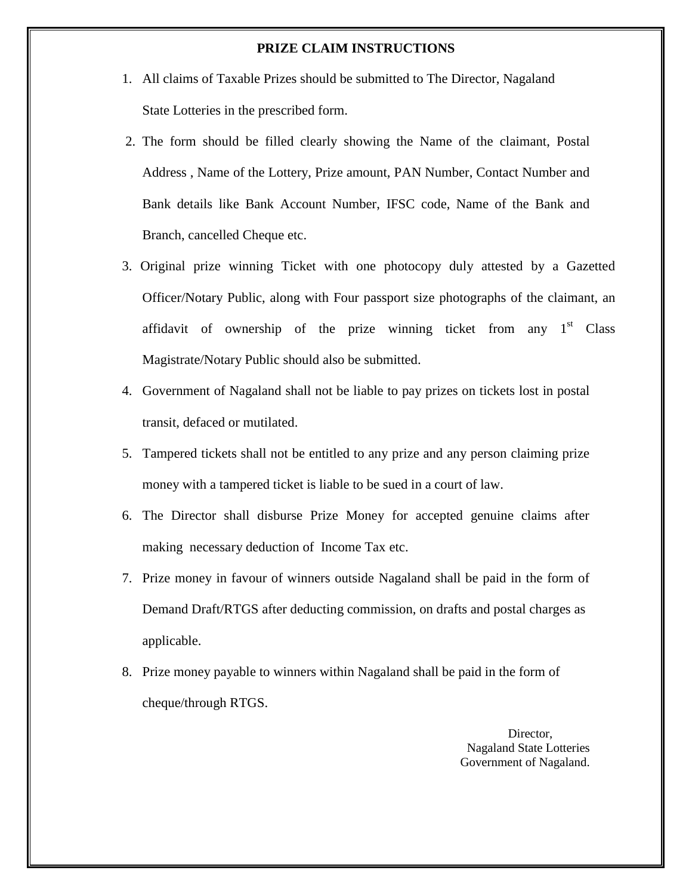# PRIZE CLAIM INSTRUCTIONS

1. All claims of Taxable Prizes should be submitted to The Director, Nagaland State Lotteries in the prescribed form.
2. The form should be filled clearly showing the Name of the claimant, Postal Address , Name of the Lottery, Prize amount, PAN Number, Contact Number and Bank details like Bank Account Number, IFSC code, Name of the Bank and Branch, cancelled Cheque etc.
3. Original prize winning Ticket with one photocopy duly attested by a Gazetted Officer/Notary Public, along with Four passport size photographs of the claimant, an affidavit of ownership of the prize winning ticket from any 1st Class Magistrate/Notary Public should also be submitted.
4. Government of Nagaland shall not be liable to pay prizes on tickets lost in postal transit, defaced or mutilated.
5. Tampered tickets shall not be entitled to any prize and any person claiming prize money with a tampered ticket is liable to be sued in a court of law.
6. The Director shall disburse Prize Money for accepted genuine claims after making necessary deduction of Income Tax etc.
7. Prize money in favour of winners outside Nagaland shall be paid in the form of Demand Draft/RTGS after deducting commission, on drafts and postal charges as applicable.
8. Prize money payable to winners within Nagaland shall be paid in the form of cheque/through RTGS.

Director,
Nagaland State Lotteries
Government of Nagaland.